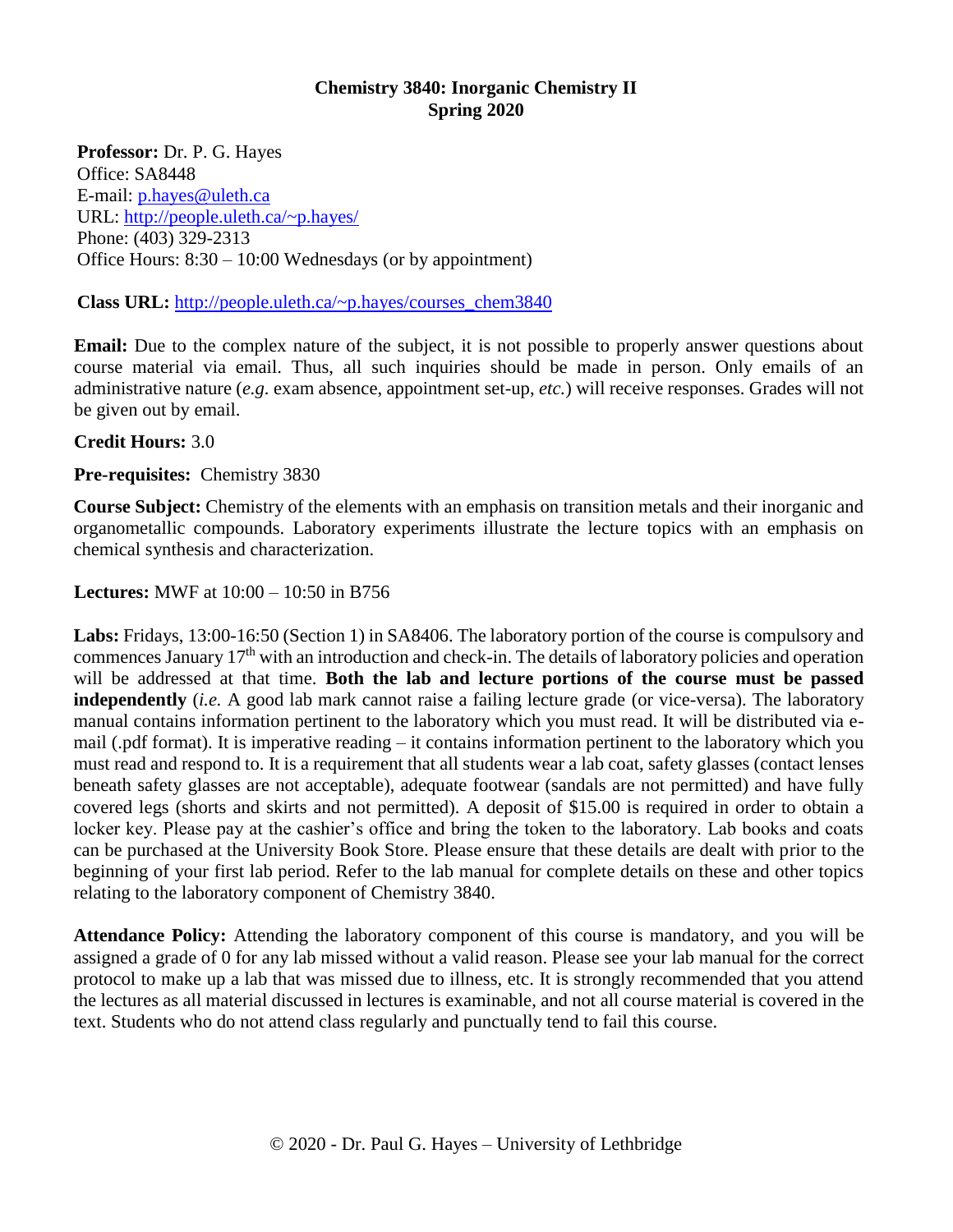# Chemistry 3840: Inorganic Chemistry II
## Spring 2020

**Professor:** Dr. P. G. Hayes
Office: SA8448
E-mail: p.hayes@uleth.ca
URL: http://people.uleth.ca/~p.hayes/
Phone: (403) 329-2313
Office Hours: 8:30 – 10:00 Wednesdays (or by appointment)

**Class URL:** http://people.uleth.ca/~p.hayes/courses_chem3840

**Email:** Due to the complex nature of the subject, it is not possible to properly answer questions about course material via email. Thus, all such inquiries should be made in person. Only emails of an administrative nature (*e.g.* exam absence, appointment set-up, *etc.*) will receive responses. Grades will not be given out by email.

**Credit Hours:** 3.0

**Pre-requisites:** Chemistry 3830

**Course Subject:** Chemistry of the elements with an emphasis on transition metals and their inorganic and organometallic compounds. Laboratory experiments illustrate the lecture topics with an emphasis on chemical synthesis and characterization.

**Lectures:** MWF at 10:00 – 10:50 in B756

**Labs:** Fridays, 13:00-16:50 (Section 1) in SA8406. The laboratory portion of the course is compulsory and commences January 17th with an introduction and check-in. The details of laboratory policies and operation will be addressed at that time. **Both the lab and lecture portions of the course must be passed independently** (*i.e.* A good lab mark cannot raise a failing lecture grade (or vice-versa). The laboratory manual contains information pertinent to the laboratory which you must read. It will be distributed via e-mail (.pdf format). It is imperative reading – it contains information pertinent to the laboratory which you must read and respond to. It is a requirement that all students wear a lab coat, safety glasses (contact lenses beneath safety glasses are not acceptable), adequate footwear (sandals are not permitted) and have fully covered legs (shorts and skirts and not permitted). A deposit of $15.00 is required in order to obtain a locker key. Please pay at the cashier's office and bring the token to the laboratory. Lab books and coats can be purchased at the University Book Store. Please ensure that these details are dealt with prior to the beginning of your first lab period. Refer to the lab manual for complete details on these and other topics relating to the laboratory component of Chemistry 3840.

**Attendance Policy:** Attending the laboratory component of this course is mandatory, and you will be assigned a grade of 0 for any lab missed without a valid reason. Please see your lab manual for the correct protocol to make up a lab that was missed due to illness, etc. It is strongly recommended that you attend the lectures as all material discussed in lectures is examinable, and not all course material is covered in the text. Students who do not attend class regularly and punctually tend to fail this course.

© 2020 - Dr. Paul G. Hayes – University of Lethbridge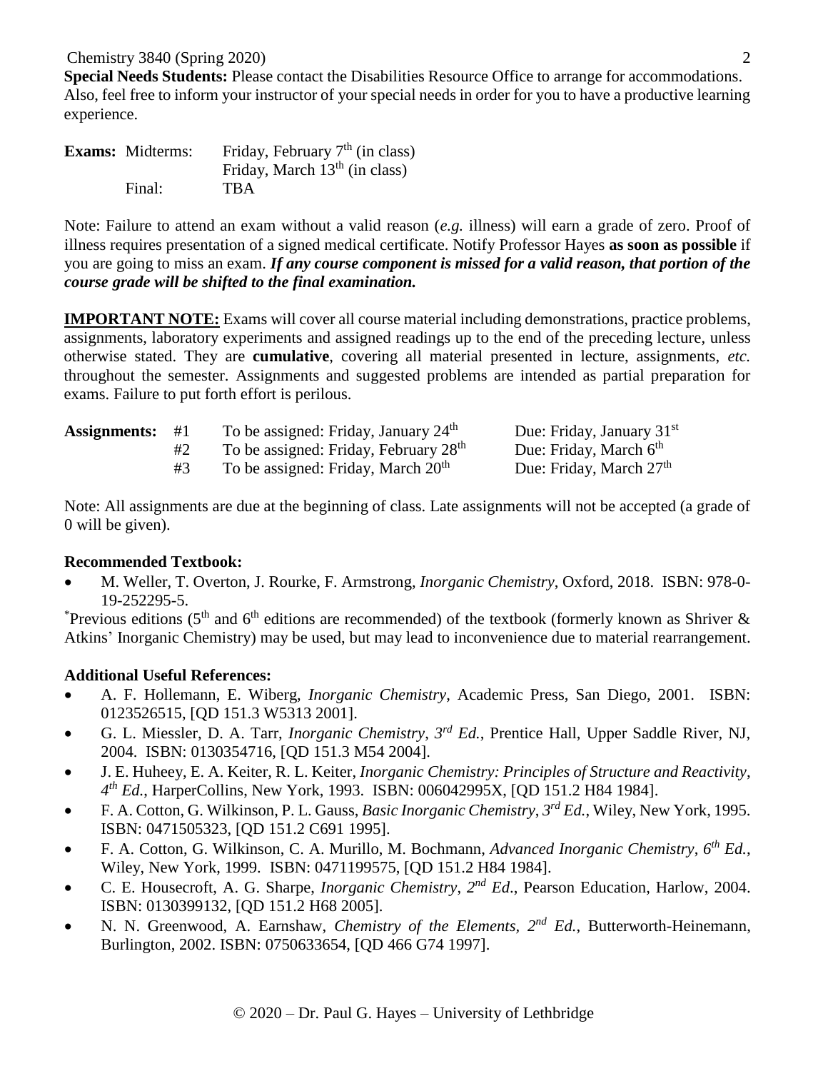**Special Needs Students:** Please contact the Disabilities Resource Office to arrange for accommodations. Also, feel free to inform your instructor of your special needs in order for you to have a productive learning experience.

| **Exams:** | |
|---|---|
| Midterms: | Friday, February 7th (in class) |
| | Friday, March 13th (in class) |
| Final: | TBA |

Note: Failure to attend an exam without a valid reason (*e.g.* illness) will earn a grade of zero. Proof of illness requires presentation of a signed medical certificate. Notify Professor Hayes **as soon as possible** if you are going to miss an exam. ***If any course component is missed for a valid reason, that portion of the course grade will be shifted to the final examination.***

**IMPORTANT NOTE:** Exams will cover all course material including demonstrations, practice problems, assignments, laboratory experiments and assigned readings up to the end of the preceding lecture, unless otherwise stated. They are **cumulative**, covering all material presented in lecture, assignments, *etc.* throughout the semester. Assignments and suggested problems are intended as partial preparation for exams. Failure to put forth effort is perilous.

| **Assignments:** | | | |
|---|---|---|---|
| | #1 | To be assigned: Friday, January 24th | Due: Friday, January 31st |
| | #2 | To be assigned: Friday, February 28th | Due: Friday, March 6th |
| | #3 | To be assigned: Friday, March 20th | Due: Friday, March 27th |

Note: All assignments are due at the beginning of class. Late assignments will not be accepted (a grade of 0 will be given).

**Recommended Textbook:**

- M. Weller, T. Overton, J. Rourke, F. Armstrong, *Inorganic Chemistry*, Oxford, 2018. ISBN: 978-0-19-252295-5.

*Previous editions (5th and 6th editions are recommended) of the textbook (formerly known as Shriver & Atkins' Inorganic Chemistry) may be used, but may lead to inconvenience due to material rearrangement.

**Additional Useful References:**

- A. F. Hollemann, E. Wiberg, *Inorganic Chemistry*, Academic Press, San Diego, 2001. ISBN: 0123526515, [QD 151.3 W5313 2001].
- G. L. Miessler, D. A. Tarr, *Inorganic Chemistry, 3rd Ed.*, Prentice Hall, Upper Saddle River, NJ, 2004. ISBN: 0130354716, [QD 151.3 M54 2004].
- J. E. Huheey, E. A. Keiter, R. L. Keiter, *Inorganic Chemistry: Principles of Structure and Reactivity, 4th Ed.*, HarperCollins, New York, 1993. ISBN: 006042995X, [QD 151.2 H84 1984].
- F. A. Cotton, G. Wilkinson, P. L. Gauss, *Basic Inorganic Chemistry*, *3rd Ed.*, Wiley, New York, 1995. ISBN: 0471505323, [QD 151.2 C691 1995].
- F. A. Cotton, G. Wilkinson, C. A. Murillo, M. Bochmann, *Advanced Inorganic Chemistry*, *6th Ed.*, Wiley, New York, 1999. ISBN: 0471199575, [QD 151.2 H84 1984].
- C. E. Housecroft, A. G. Sharpe, *Inorganic Chemistry*, *2nd Ed*., Pearson Education, Harlow, 2004. ISBN: 0130399132, [QD 151.2 H68 2005].
- N. N. Greenwood, A. Earnshaw, *Chemistry of the Elements*, *2nd Ed.*, Butterworth-Heinemann, Burlington, 2002. ISBN: 0750633654, [QD 466 G74 1997].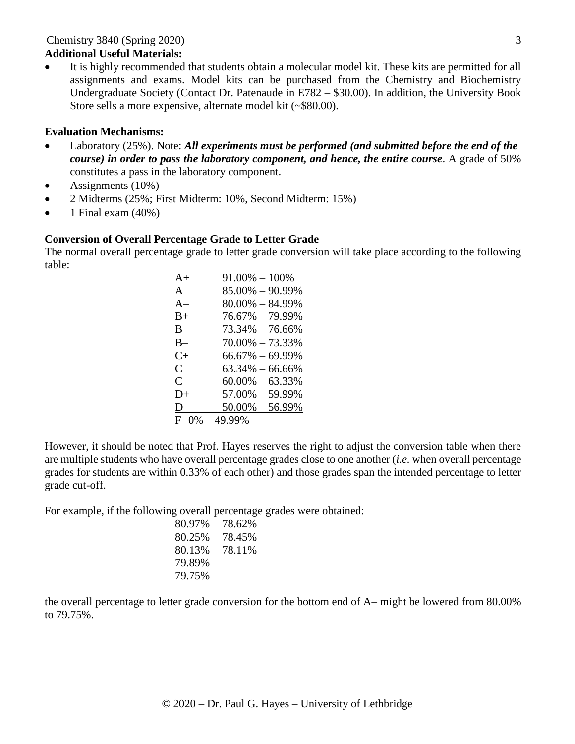**Additional Useful Materials:**

- It is highly recommended that students obtain a molecular model kit. These kits are permitted for all assignments and exams. Model kits can be purchased from the Chemistry and Biochemistry Undergraduate Society (Contact Dr. Patenaude in E782 – $30.00). In addition, the University Book Store sells a more expensive, alternate model kit (~$80.00).

**Evaluation Mechanisms:**

- Laboratory (25%). Note: ***All experiments must be performed (and submitted before the end of the course) in order to pass the laboratory component, and hence, the entire course***. A grade of 50% constitutes a pass in the laboratory component.
- Assignments (10%)
- 2 Midterms (25%; First Midterm: 10%, Second Midterm: 15%)
- 1 Final exam (40%)

**Conversion of Overall Percentage Grade to Letter Grade**

The normal overall percentage grade to letter grade conversion will take place according to the following table:

| Letter Grade | Percentage |
|---|---|
| A+ | 91.00% – 100% |
| A | 85.00% – 90.99% |
| A– | 80.00% – 84.99% |
| B+ | 76.67% – 79.99% |
| B | 73.34% – 76.66% |
| B– | 70.00% – 73.33% |
| C+ | 66.67% – 69.99% |
| C | 63.34% – 66.66% |
| C– | 60.00% – 63.33% |
| D+ | 57.00% – 59.99% |
| D | 50.00% – 56.99% |
| F | 0% – 49.99% |

However, it should be noted that Prof. Hayes reserves the right to adjust the conversion table when there are multiple students who have overall percentage grades close to one another (*i.e.* when overall percentage grades for students are within 0.33% of each other) and those grades span the intended percentage to letter grade cut-off.

For example, if the following overall percentage grades were obtained:

| | |
|---|---|
| 80.97% | 78.62% |
| 80.25% | 78.45% |
| 80.13% | 78.11% |
| 79.89% | |
| 79.75% | |

the overall percentage to letter grade conversion for the bottom end of A– might be lowered from 80.00% to 79.75%.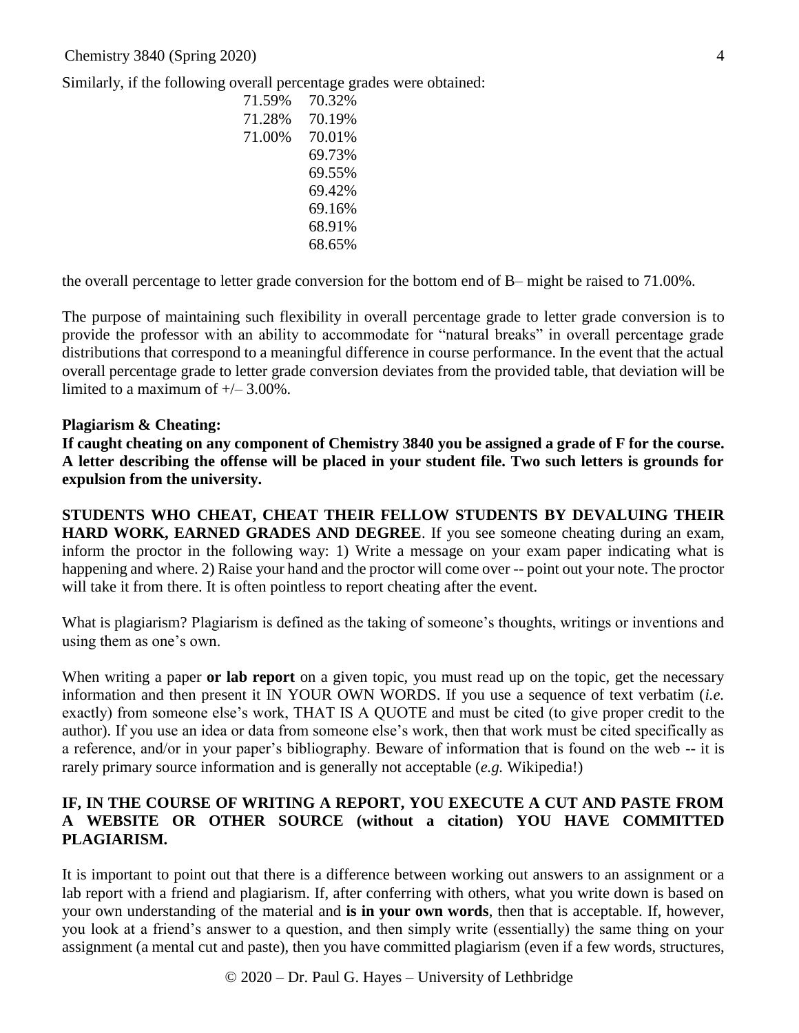Similarly, if the following overall percentage grades were obtained:

| | |
|---|---|
| 71.59% | 70.32% |
| 71.28% | 70.19% |
| 71.00% | 70.01% |
| | 69.73% |
| | 69.55% |
| | 69.42% |
| | 69.16% |
| | 68.91% |
| | 68.65% |

the overall percentage to letter grade conversion for the bottom end of B– might be raised to 71.00%.

The purpose of maintaining such flexibility in overall percentage grade to letter grade conversion is to provide the professor with an ability to accommodate for "natural breaks" in overall percentage grade distributions that correspond to a meaningful difference in course performance. In the event that the actual overall percentage grade to letter grade conversion deviates from the provided table, that deviation will be limited to a maximum of +/– 3.00%.

**Plagiarism & Cheating:**

**If caught cheating on any component of Chemistry 3840 you be assigned a grade of F for the course. A letter describing the offense will be placed in your student file. Two such letters is grounds for expulsion from the university.**

**STUDENTS WHO CHEAT, CHEAT THEIR FELLOW STUDENTS BY DEVALUING THEIR HARD WORK, EARNED GRADES AND DEGREE**. If you see someone cheating during an exam, inform the proctor in the following way: 1) Write a message on your exam paper indicating what is happening and where. 2) Raise your hand and the proctor will come over -- point out your note. The proctor will take it from there. It is often pointless to report cheating after the event.

What is plagiarism? Plagiarism is defined as the taking of someone's thoughts, writings or inventions and using them as one's own.

When writing a paper **or lab report** on a given topic, you must read up on the topic, get the necessary information and then present it IN YOUR OWN WORDS. If you use a sequence of text verbatim (*i.e.* exactly) from someone else's work, THAT IS A QUOTE and must be cited (to give proper credit to the author). If you use an idea or data from someone else's work, then that work must be cited specifically as a reference, and/or in your paper's bibliography. Beware of information that is found on the web -- it is rarely primary source information and is generally not acceptable (*e.g.* Wikipedia!)

**IF, IN THE COURSE OF WRITING A REPORT, YOU EXECUTE A CUT AND PASTE FROM A WEBSITE OR OTHER SOURCE (without a citation) YOU HAVE COMMITTED PLAGIARISM.**

It is important to point out that there is a difference between working out answers to an assignment or a lab report with a friend and plagiarism. If, after conferring with others, what you write down is based on your own understanding of the material and **is in your own words**, then that is acceptable. If, however, you look at a friend's answer to a question, and then simply write (essentially) the same thing on your assignment (a mental cut and paste), then you have committed plagiarism (even if a few words, structures,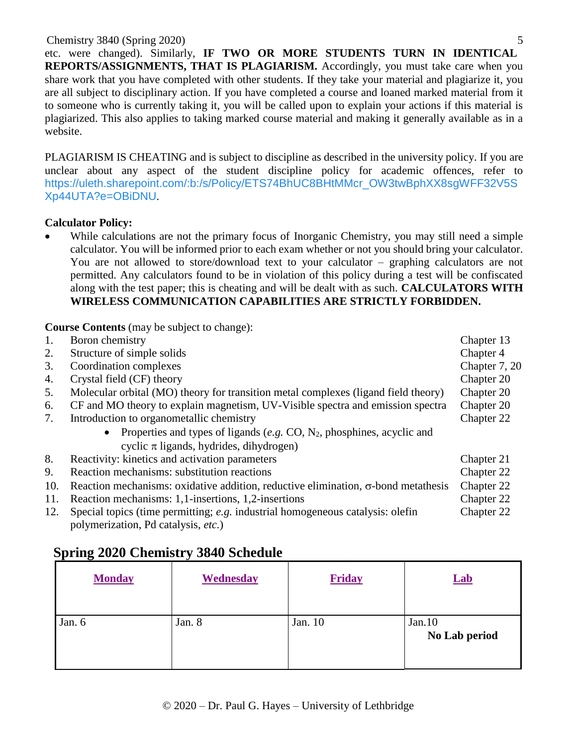etc. were changed). Similarly, **IF TWO OR MORE STUDENTS TURN IN IDENTICAL REPORTS/ASSIGNMENTS, THAT IS PLAGIARISM.** Accordingly, you must take care when you share work that you have completed with other students. If they take your material and plagiarize it, you are all subject to disciplinary action. If you have completed a course and loaned marked material from it to someone who is currently taking it, you will be called upon to explain your actions if this material is plagiarized. This also applies to taking marked course material and making it generally available as in a website.

PLAGIARISM IS CHEATING and is subject to discipline as described in the university policy. If you are unclear about any aspect of the student discipline policy for academic offences, refer to https://uleth.sharepoint.com/:b:/s/Policy/ETS74BhUC8BHtMMcr_OW3twBphXX8sgWFF32V5SXp44UTA?e=OBiDNU.

**Calculator Policy:**

- While calculations are not the primary focus of Inorganic Chemistry, you may still need a simple calculator. You will be informed prior to each exam whether or not you should bring your calculator. You are not allowed to store/download text to your calculator – graphing calculators are not permitted. Any calculators found to be in violation of this policy during a test will be confiscated along with the test paper; this is cheating and will be dealt with as such. **CALCULATORS WITH WIRELESS COMMUNICATION CAPABILITIES ARE STRICTLY FORBIDDEN.**

**Course Contents** (may be subject to change):

1. Boron chemistry — Chapter 13
2. Structure of simple solids — Chapter 4
3. Coordination complexes — Chapter 7, 20
4. Crystal field (CF) theory — Chapter 20
5. Molecular orbital (MO) theory for transition metal complexes (ligand field theory) — Chapter 20
6. CF and MO theory to explain magnetism, UV-Visible spectra and emission spectra — Chapter 20
7. Introduction to organometallic chemistry — Chapter 22
   - Properties and types of ligands (*e.g.* CO, $N_2$, phosphines, acyclic and cyclic $\pi$ ligands, hydrides, dihydrogen)
8. Reactivity: kinetics and activation parameters — Chapter 21
9. Reaction mechanisms: substitution reactions — Chapter 22
10. Reaction mechanisms: oxidative addition, reductive elimination, $\sigma$-bond metathesis — Chapter 22
11. Reaction mechanisms: 1,1-insertions, 1,2-insertions — Chapter 22
12. Special topics (time permitting; *e.g.* industrial homogeneous catalysis: olefin polymerization, Pd catalysis, *etc.*) — Chapter 22

## Spring 2020 Chemistry 3840 Schedule

| Monday | Wednesday | Friday | Lab |
|---|---|---|---|
| Jan. 6 | Jan. 8 | Jan. 10 | Jan.10 **No Lab period** |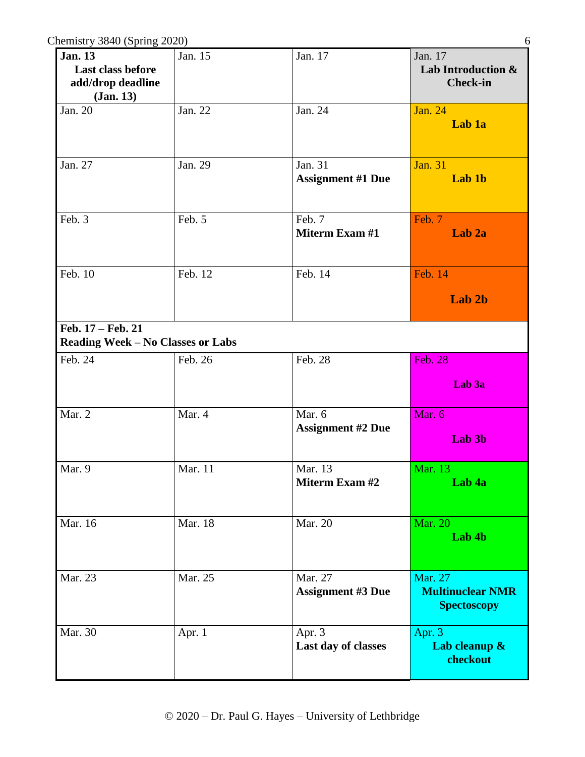| | | | |
|---|---|---|---|
| **Jan. 13 Last class before add/drop deadline (Jan. 13)** | Jan. 15 | Jan. 17 | Jan. 17 **Lab Introduction & Check-in** |
| Jan. 20 | Jan. 22 | Jan. 24 | Jan. 24 **Lab 1a** |
| Jan. 27 | Jan. 29 | Jan. 31 **Assignment #1 Due** | Jan. 31 **Lab 1b** |
| Feb. 3 | Feb. 5 | Feb. 7 **Miterm Exam #1** | Feb. 7 **Lab 2a** |
| Feb. 10 | Feb. 12 | Feb. 14 | Feb. 14 **Lab 2b** |
| **Feb. 17 – Feb. 21 Reading Week – No Classes or Labs** | | | |
| Feb. 24 | Feb. 26 | Feb. 28 | Feb. 28 **Lab 3a** |
| Mar. 2 | Mar. 4 | Mar. 6 **Assignment #2 Due** | Mar. 6 **Lab 3b** |
| Mar. 9 | Mar. 11 | Mar. 13 **Miterm Exam #2** | Mar. 13 **Lab 4a** |
| Mar. 16 | Mar. 18 | Mar. 20 | Mar. 20 **Lab 4b** |
| Mar. 23 | Mar. 25 | Mar. 27 **Assignment #3 Due** | Mar. 27 **Multinuclear NMR Spectoscopy** |
| Mar. 30 | Apr. 1 | Apr. 3 **Last day of classes** | Apr. 3 **Lab cleanup & checkout** |

© 2020 – Dr. Paul G. Hayes – University of Lethbridge